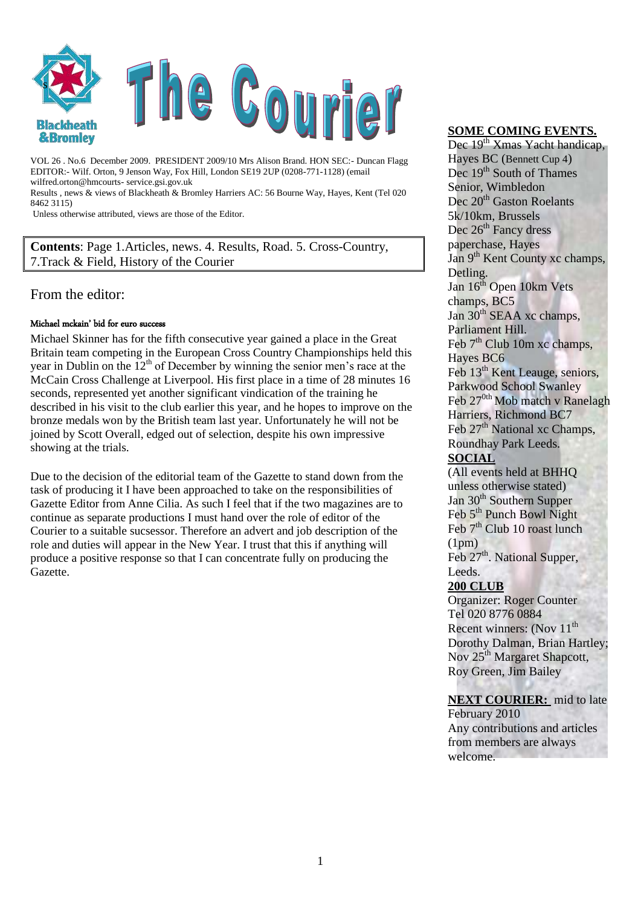# The Courier

Blackheath & Bromley

VOL 26 . No.6 December 2009. PRESIDENT 2009/10 Mrs Alison Brand. HON SEC:- Duncan Flagg
EDITOR:- Wilf. Orton, 9 Jenson Way, Fox Hill, London SE19 2UP (0208-771-1128) (email wilfred.orton@hmcourts- service.gsi.gov.uk
Results , news & views of Blackheath & Bromley Harriers AC: 56 Bourne Way, Hayes, Kent (Tel 020 8462 3115)
Unless otherwise attributed, views are those of the Editor.

**Contents**: Page 1.Articles, news. 4. Results, Road. 5. Cross-Country, 7.Track & Field, History of the Courier

## From the editor:

### Michael mckain' bid for euro success

Michael Skinner has for the fifth consecutive year gained a place in the Great Britain team competing in the European Cross Country Championships held this year in Dublin on the 12th of December by winning the senior men's race at the McCain Cross Challenge at Liverpool. His first place in a time of 28 minutes 16 seconds, represented yet another significant vindication of the training he described in his visit to the club earlier this year, and he hopes to improve on the bronze medals won by the British team last year. Unfortunately he will not be joined by Scott Overall, edged out of selection, despite his own impressive showing at the trials.

Due to the decision of the editorial team of the Gazette to stand down from the task of producing it I have been approached to take on the responsibilities of Gazette Editor from Anne Cilia. As such I feel that if the two magazines are to continue as separate productions I must hand over the role of editor of the Courier to a suitable sucsessor. Therefore an advert and job description of the role and duties will appear in the New Year. I trust that this if anything will produce a positive response so that I can concentrate fully on producing the Gazette.

**SOME COMING EVENTS.**

Dec 19th Xmas Yacht handicap, Hayes BC (Bennett Cup 4)
Dec 19th South of Thames Senior, Wimbledon
Dec 20th Gaston Roelants 5k/10km, Brussels
Dec 26th Fancy dress paperchase, Hayes
Jan 9th Kent County xc champs, Detling.
Jan 16th Open 10km Vets champs, BC5
Jan 30th SEAA xc champs, Parliament Hill.
Feb 7th Club 10m xc champs, Hayes BC6
Feb 13th Kent Leauge, seniors, Parkwood School Swanley
Feb 27th Mob match v Ranelagh Harriers, Richmond BC7
Feb 27th National xc Champs, Roundhay Park Leeds.

**SOCIAL**

(All events held at BHHQ unless otherwise stated)
Jan 30th Southern Supper
Feb 5th Punch Bowl Night
Feb 7th Club 10 roast lunch (1pm)
Feb 27th. National Supper, Leeds.

**200 CLUB**

Organizer: Roger Counter
Tel 020 8776 0884
Recent winners: (Nov 11th Dorothy Dalman, Brian Hartley; Nov 25th Margaret Shapcott, Roy Green, Jim Bailey

**NEXT COURIER:** mid to late February 2010
Any contributions and articles from members are always welcome.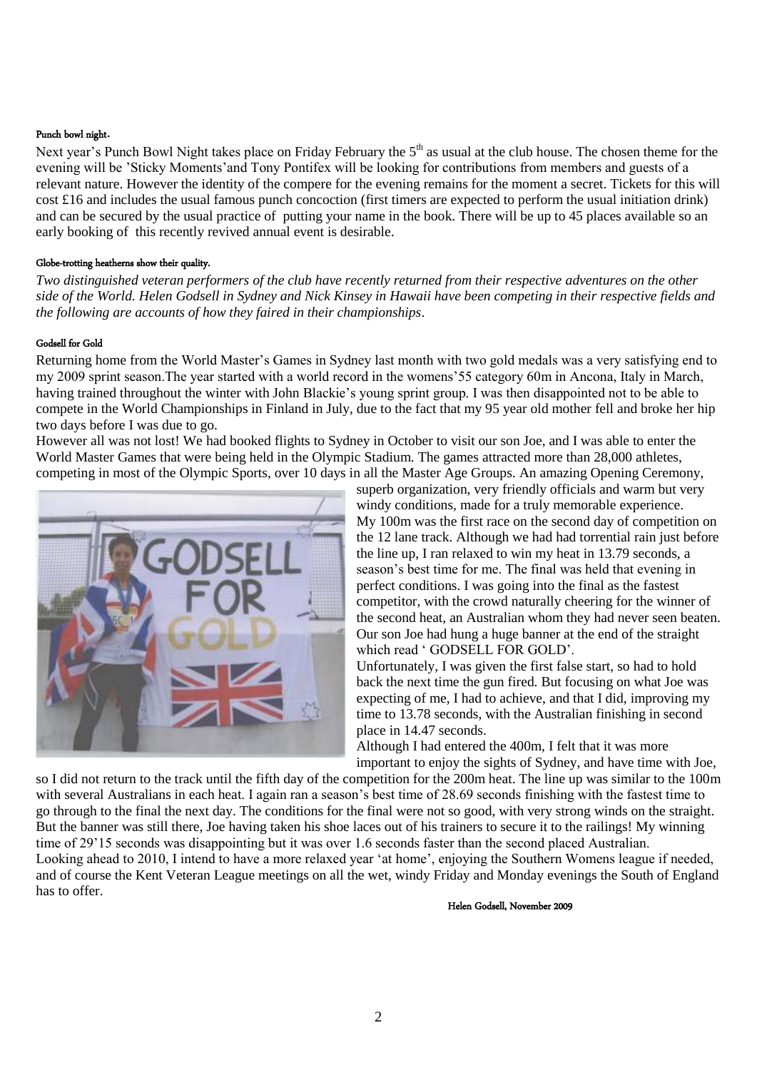#### Punch bowl night.

Next year's Punch Bowl Night takes place on Friday February the 5th as usual at the club house. The chosen theme for the evening will be 'Sticky Moments'and Tony Pontifex will be looking for contributions from members and guests of a relevant nature. However the identity of the compere for the evening remains for the moment a secret. Tickets for this will cost £16 and includes the usual famous punch concoction (first timers are expected to perform the usual initiation drink) and can be secured by the usual practice of putting your name in the book. There will be up to 45 places available so an early booking of this recently revived annual event is desirable.

#### Globe-trotting heatherns show their quality.

*Two distinguished veteran performers of the club have recently returned from their respective adventures on the other side of the World. Helen Godsell in Sydney and Nick Kinsey in Hawaii have been competing in their respective fields and the following are accounts of how they faired in their championships.*

#### Godsell for Gold

Returning home from the World Master's Games in Sydney last month with two gold medals was a very satisfying end to my 2009 sprint season.The year started with a world record in the womens'55 category 60m in Ancona, Italy in March, having trained throughout the winter with John Blackie's young sprint group. I was then disappointed not to be able to compete in the World Championships in Finland in July, due to the fact that my 95 year old mother fell and broke her hip two days before I was due to go.

However all was not lost! We had booked flights to Sydney in October to visit our son Joe, and I was able to enter the World Master Games that were being held in the Olympic Stadium. The games attracted more than 28,000 athletes, competing in most of the Olympic Sports, over 10 days in all the Master Age Groups. An amazing Opening Ceremony, superb organization, very friendly officials and warm but very windy conditions, made for a truly memorable experience.

My 100m was the first race on the second day of competition on the 12 lane track. Although we had had torrential rain just before the line up, I ran relaxed to win my heat in 13.79 seconds, a season's best time for me. The final was held that evening in perfect conditions. I was going into the final as the fastest competitor, with the crowd naturally cheering for the winner of the second heat, an Australian whom they had never seen beaten. Our son Joe had hung a huge banner at the end of the straight which read ' GODSELL FOR GOLD'.

Unfortunately, I was given the first false start, so had to hold back the next time the gun fired. But focusing on what Joe was expecting of me, I had to achieve, and that I did, improving my time to 13.78 seconds, with the Australian finishing in second place in 14.47 seconds.

Although I had entered the 400m, I felt that it was more important to enjoy the sights of Sydney, and have time with Joe, so I did not return to the track until the fifth day of the competition for the 200m heat. The line up was similar to the 100m with several Australians in each heat. I again ran a season's best time of 28.69 seconds finishing with the fastest time to go through to the final the next day. The conditions for the final were not so good, with very strong winds on the straight. But the banner was still there, Joe having taken his shoe laces out of his trainers to secure it to the railings! My winning time of 29'15 seconds was disappointing but it was over 1.6 seconds faster than the second placed Australian.

Looking ahead to 2010, I intend to have a more relaxed year 'at home', enjoying the Southern Womens league if needed, and of course the Kent Veteran League meetings on all the wet, windy Friday and Monday evenings the South of England has to offer.

**Helen Godsell, November 2009**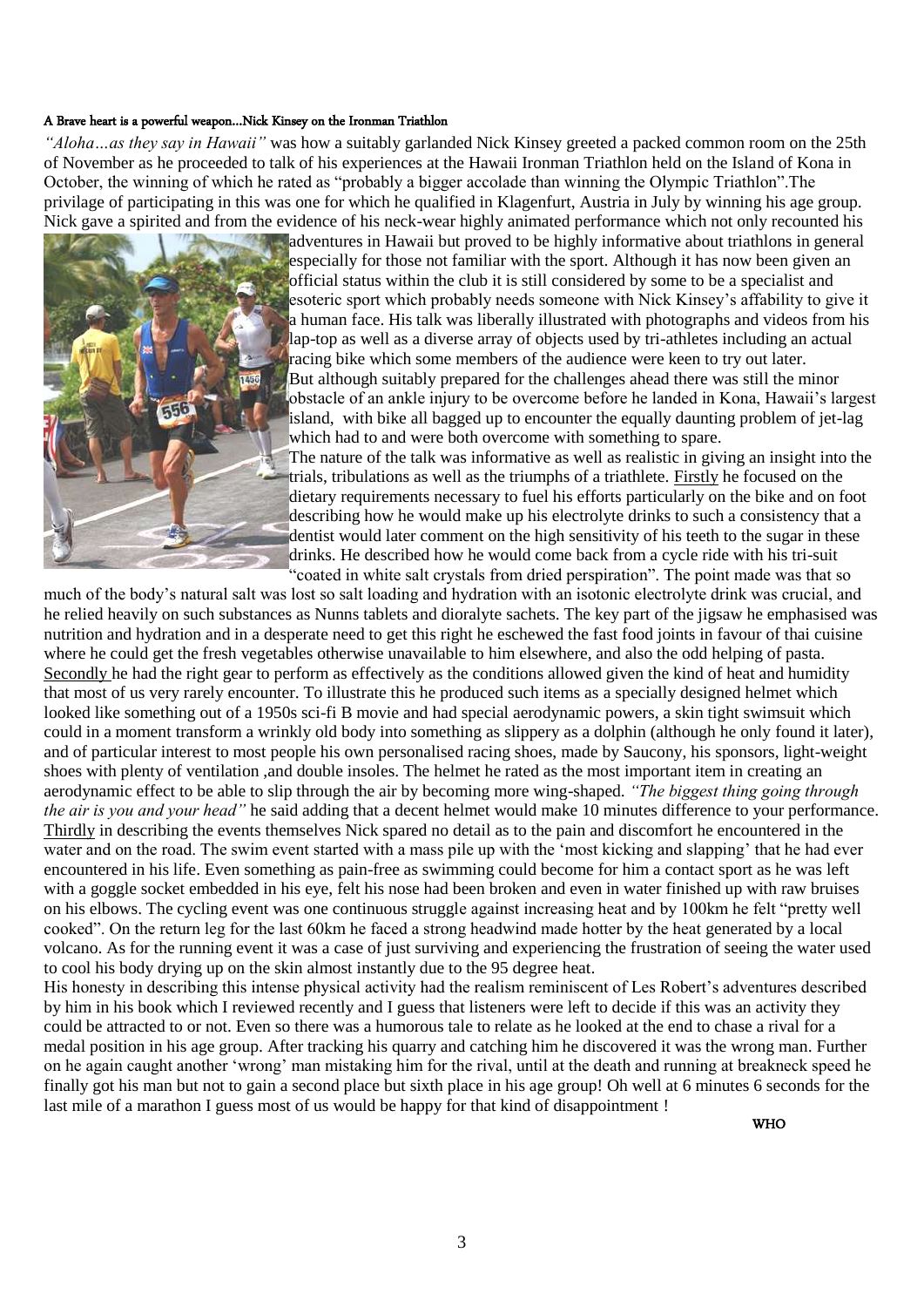#### A Brave heart is a powerful weapon...Nick Kinsey on the Ironman Triathlon

*"Aloha…as they say in Hawaii"* was how a suitably garlanded Nick Kinsey greeted a packed common room on the 25th of November as he proceeded to talk of his experiences at the Hawaii Ironman Triathlon held on the Island of Kona in October, the winning of which he rated as "probably a bigger accolade than winning the Olympic Triathlon".The privilege of participating in this was one for which he qualified in Klagenfurt, Austria in July by winning his age group. Nick gave a spirited and from the evidence of his neck-wear highly animated performance which not only recounted his adventures in Hawaii but proved to be highly informative about triathlons in general especially for those not familiar with the sport. Although it has now been given an official status within the club it is still considered by some to be a specialist and esoteric sport which probably needs someone with Nick Kinsey's affability to give it a human face. His talk was liberally illustrated with photographs and videos from his lap-top as well as a diverse array of objects used by tri-athletes including an actual racing bike which some members of the audience were keen to try out later.

But although suitably prepared for the challenges ahead there was still the minor obstacle of an ankle injury to be overcome before he landed in Kona, Hawaii's largest island, with bike all bagged up to encounter the equally daunting problem of jet-lag which had to and were both overcome with something to spare.

The nature of the talk was informative as well as realistic in giving an insight into the trials, tribulations as well as the triumphs of a triathlete. Firstly he focused on the dietary requirements necessary to fuel his efforts particularly on the bike and on foot describing how he would make up his electrolyte drinks to such a consistency that a dentist would later comment on the high sensitivity of his teeth to the sugar in these drinks. He described how he would come back from a cycle ride with his tri-suit "coated in white salt crystals from dried perspiration". The point made was that so much of the body's natural salt was lost so salt loading and hydration with an isotonic electrolyte drink was crucial, and he relied heavily on such substances as Nunns tablets and dioralyte sachets. The key part of the jigsaw he emphasised was nutrition and hydration and in a desperate need to get this right he eschewed the fast food joints in favour of thai cuisine where he could get the fresh vegetables otherwise unavailable to him elsewhere, and also the odd helping of pasta.

Secondly he had the right gear to perform as effectively as the conditions allowed given the kind of heat and humidity that most of us very rarely encounter. To illustrate this he produced such items as a specially designed helmet which looked like something out of a 1950s sci-fi B movie and had special aerodynamic powers, a skin tight swimsuit which could in a moment transform a wrinkly old body into something as slippery as a dolphin (although he only found it later), and of particular interest to most people his own personalised racing shoes, made by Saucony, his sponsors, light-weight shoes with plenty of ventilation ,and double insoles. The helmet he rated as the most important item in creating an aerodynamic effect to be able to slip through the air by becoming more wing-shaped. *"The biggest thing going through the air is you and your head"* he said adding that a decent helmet would make 10 minutes difference to your performance.

Thirdly in describing the events themselves Nick spared no detail as to the pain and discomfort he encountered in the water and on the road. The swim event started with a mass pile up with the 'most kicking and slapping' that he had ever encountered in his life. Even something as pain-free as swimming could become for him a contact sport as he was left with a goggle socket embedded in his eye, felt his nose had been broken and even in water finished up with raw bruises on his elbows. The cycling event was one continuous struggle against increasing heat and by 100km he felt "pretty well cooked". On the return leg for the last 60km he faced a strong headwind made hotter by the heat generated by a local volcano. As for the running event it was a case of just surviving and experiencing the frustration of seeing the water used to cool his body drying up on the skin almost instantly due to the 95 degree heat.

His honesty in describing this intense physical activity had the realism reminiscent of Les Robert's adventures described by him in his book which I reviewed recently and I guess that listeners were left to decide if this was an activity they could be attracted to or not. Even so there was a humorous tale to relate as he looked at the end to chase a rival for a medal position in his age group. After tracking his quarry and catching him he discovered it was the wrong man. Further on he again caught another 'wrong' man mistaking him for the rival, until at the death and running at breakneck speed he finally got his man but not to gain a second place but sixth place in his age group! Oh well at 6 minutes 6 seconds for the last mile of a marathon I guess most of us would be happy for that kind of disappointment !

WHO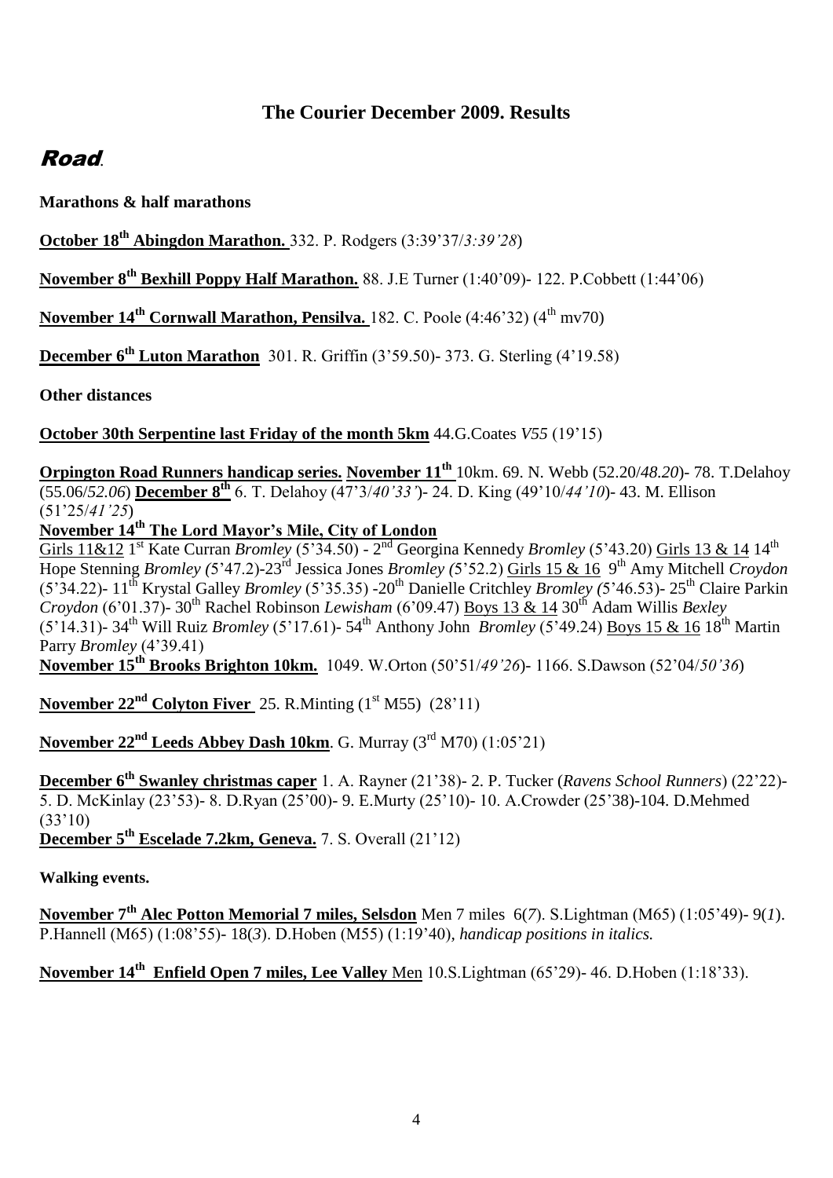## The Courier December 2009. Results

# Road.

**Marathons & half marathons**

**October 18th Abingdon Marathon.** 332. P. Rodgers (3:39'37/*3:39'28*)

**November 8th Bexhill Poppy Half Marathon.** 88. J.E Turner (1:40'09)- 122. P.Cobbett (1:44'06)

**November 14th Cornwall Marathon, Pensilva.** 182. C. Poole (4:46'32) (4th mv70)

**December 6th Luton Marathon** 301. R. Griffin (3'59.50)- 373. G. Sterling (4'19.58)

**Other distances**

**October 30th Serpentine last Friday of the month 5km** 44.G.Coates *V55* (19'15)

**Orpington Road Runners handicap series. November 11th** 10km. 69. N. Webb (52.20/*48.20*)- 78. T.Delahoy (55.06/*52.06*) **December 8th** 6. T. Delahoy (47'3/*40'33'*)- 24. D. King (49'10/*44'10*)- 43. M. Ellison (51'25/*41'25*)

**November 14th The Lord Mayor's Mile, City of London**
Girls 11&12 1st Kate Curran *Bromley* (5'34.50) - 2nd Georgina Kennedy *Bromley* (5'43.20) Girls 13 & 14 14th Hope Stenning *Bromley (*5'47.2)-23rd Jessica Jones *Bromley (*5'52.2) Girls 15 & 16 9th Amy Mitchell *Croydon* (5'34.22)- 11th Krystal Galley *Bromley* (5'35.35) -20th Danielle Critchley *Bromley (*5'46.53)- 25th Claire Parkin *Croydon* (6'01.37)- 30th Rachel Robinson *Lewisham* (6'09.47) Boys 13 & 14 30th Adam Willis *Bexley* (5'14.31)- 34th Will Ruiz *Bromley* (5'17.61)- 54th Anthony John *Bromley* (5'49.24) Boys 15 & 16 18th Martin Parry *Bromley* (4'39.41)

**November 15th Brooks Brighton 10km.** 1049. W.Orton (50'51/*49'26*)- 1166. S.Dawson (52'04/*50'36*)

**November 22nd Colyton Fiver** 25. R.Minting (1st M55) (28'11)

**November 22nd Leeds Abbey Dash 10km**. G. Murray (3rd M70) (1:05'21)

**December 6th Swanley christmas caper** 1. A. Rayner (21'38)- 2. P. Tucker (*Ravens School Runners*) (22'22)- 5. D. McKinlay (23'53)- 8. D.Ryan (25'00)- 9. E.Murty (25'10)- 10. A.Crowder (25'38)-104. D.Mehmed (33'10)

**December 5th Escelade 7.2km, Geneva.** 7. S. Overall (21'12)

**Walking events.**

**November 7th Alec Potton Memorial 7 miles, Selsdon** Men 7 miles 6(*7*). S.Lightman (M65) (1:05'49)- 9(*1*). P.Hannell (M65) (1:08'55)- 18(*3*). D.Hoben (M55) (1:19'40), *handicap positions in italics.*

**November 14th Enfield Open 7 miles, Lee Valley** Men 10.S.Lightman (65'29)- 46. D.Hoben (1:18'33).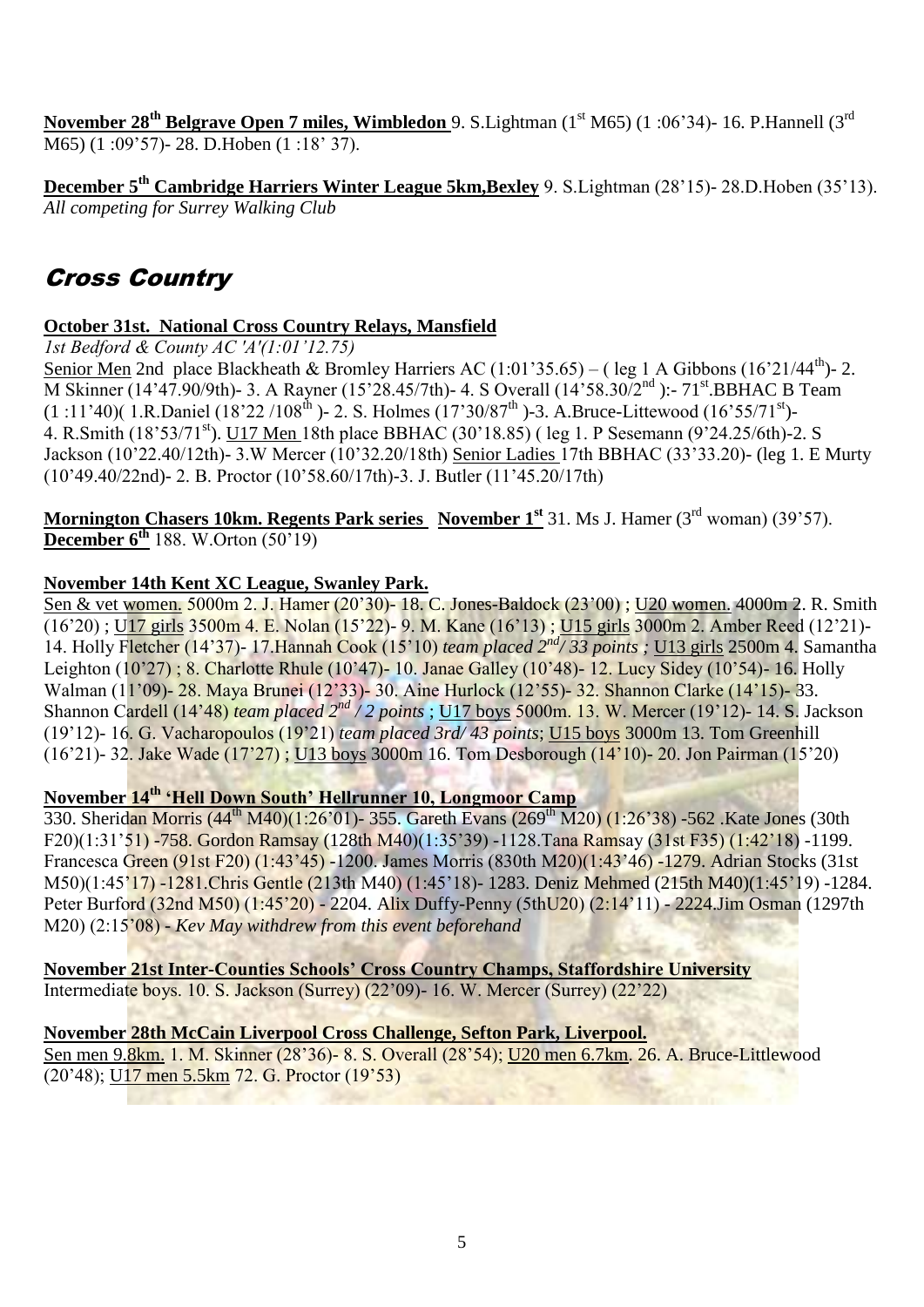**November 28th Belgrave Open 7 miles, Wimbledon** 9. S.Lightman (1st M65) (1 :06'34)- 16. P.Hannell (3rd M65) (1 :09'57)- 28. D.Hoben (1 :18' 37).

**December 5th Cambridge Harriers Winter League 5km,Bexley** 9. S.Lightman (28'15)- 28.D.Hoben (35'13).
*All competing for Surrey Walking Club*

# Cross Country

**October 31st. National Cross Country Relays, Mansfield**
*1st Bedford & County AC 'A'(1:01'12.75)*
Senior Men 2nd place Blackheath & Bromley Harriers AC (1:01'35.65) – ( leg 1 A Gibbons (16'21/44th)- 2. M Skinner (14'47.90/9th)- 3. A Rayner (15'28.45/7th)- 4. S Overall (14'58.30/2nd ):- 71st.BBHAC B Team (1 :11'40)( 1.R.Daniel (18'22 /108th )- 2. S. Holmes (17'30/87th )-3. A.Bruce-Littewood (16'55/71st)- 4. R.Smith (18'53/71st). U17 Men 18th place BBHAC (30'18.85) ( leg 1. P Sesemann (9'24.25/6th)-2. S Jackson (10'22.40/12th)- 3.W Mercer (10'32.20/18th) Senior Ladies 17th BBHAC (33'33.20)- (leg 1. E Murty (10'49.40/22nd)- 2. B. Proctor (10'58.60/17th)-3. J. Butler (11'45.20/17th)

**Mornington Chasers 10km. Regents Park series November 1st** 31. Ms J. Hamer (3rd woman) (39'57).
**December 6th** 188. W.Orton (50'19)

**November 14th Kent XC League, Swanley Park.**
Sen & vet women. 5000m 2. J. Hamer (20'30)- 18. C. Jones-Baldock (23'00) ; U20 women. 4000m 2. R. Smith (16'20) ; U17 girls 3500m 4. E. Nolan (15'22)- 9. M. Kane (16'13) ; U15 girls 3000m 2. Amber Reed (12'21)- 14. Holly Fletcher (14'37)- 17.Hannah Cook (15'10) *team placed 2nd/ 33 points ;* U13 girls 2500m 4. Samantha Leighton (10'27) ; 8. Charlotte Rhule (10'47)- 10. Janae Galley (10'48)- 12. Lucy Sidey (10'54)- 16. Holly Walman (11'09)- 28. Maya Brunei (12'33)- 30. Aine Hurlock (12'55)- 32. Shannon Clarke (14'15)- 33. Shannon Cardell (14'48) *team placed 2nd / 2 points ;* U17 boys 5000m. 13. W. Mercer (19'12)- 14. S. Jackson (19'12)- 16. G. Vacharopoulos (19'21) *team placed 3rd/ 43 points*; U15 boys 3000m 13. Tom Greenhill (16'21)- 32. Jake Wade (17'27) ; U13 boys 3000m 16. Tom Desborough (14'10)- 20. Jon Pairman (15'20)

**November 14th 'Hell Down South' Hellrunner 10, Longmoor Camp**
330. Sheridan Morris (44th M40)(1:26'01)- 355. Gareth Evans (269th M20) (1:26'38) -562 .Kate Jones (30th F20)(1:31'51) -758. Gordon Ramsay (128th M40)(1:35'39) -1128.Tana Ramsay (31st F35) (1:42'18) -1199. Francesca Green (91st F20) (1:43'45) -1200. James Morris (830th M20)(1:43'46) -1279. Adrian Stocks (31st M50)(1:45'17) -1281.Chris Gentle (213th M40) (1:45'18)- 1283. Deniz Mehmed (215th M40)(1:45'19) -1284. Peter Burford (32nd M50) (1:45'20) - 2204. Alix Duffy-Penny (5thU20) (2:14'11) - 2224.Jim Osman (1297th M20) (2:15'08) - *Kev May withdrew from this event beforehand*

**November 21st Inter-Counties Schools' Cross Country Champs, Staffordshire University**
Intermediate boys. 10. S. Jackson (Surrey) (22'09)- 16. W. Mercer (Surrey) (22'22)

**November 28th McCain Liverpool Cross Challenge, Sefton Park, Liverpool.**
Sen men 9.8km. 1. M. Skinner (28'36)- 8. S. Overall (28'54); U20 men 6.7km. 26. A. Bruce-Littlewood (20'48); U17 men 5.5km 72. G. Proctor (19'53)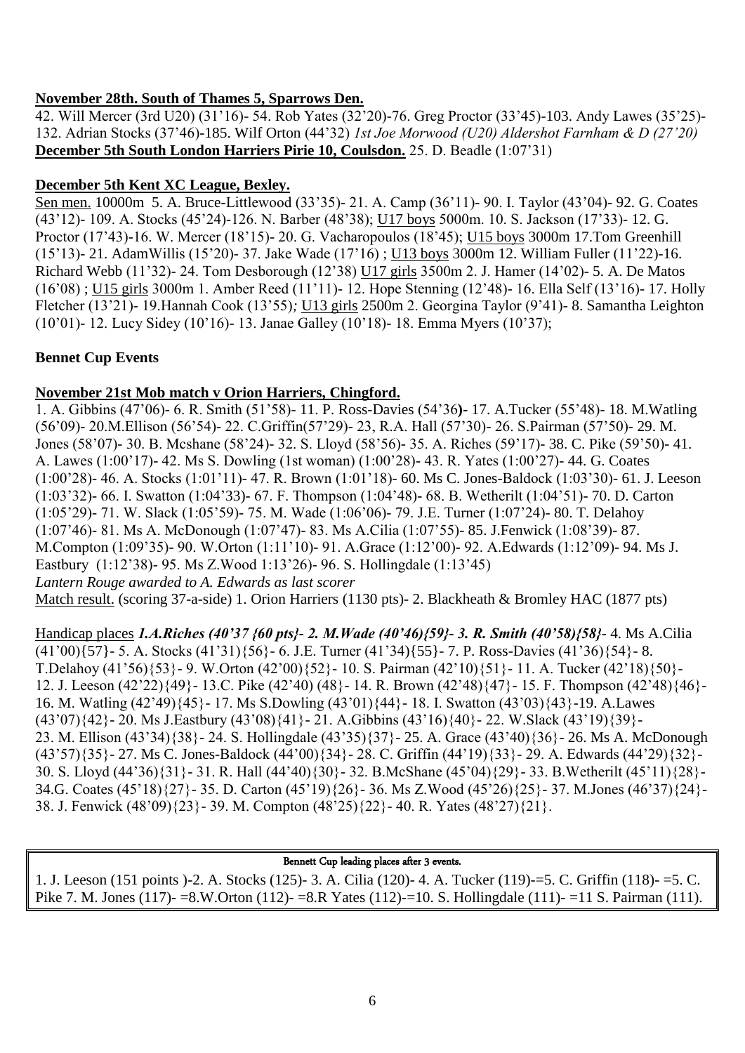**November 28th. South of Thames 5, Sparrows Den.**

42. Will Mercer (3rd U20) (31'16)- 54. Rob Yates (32'20)-76. Greg Proctor (33'45)-103. Andy Lawes (35'25)- 132. Adrian Stocks (37'46)-185. Wilf Orton (44'32) *1st Joe Morwood (U20) Aldershot Farnham & D (27'20)*

**December 5th South London Harriers Pirie 10, Coulsdon.** 25. D. Beadle (1:07'31)

**December 5th Kent XC League, Bexley.**

Sen men. 10000m 5. A. Bruce-Littlewood (33'35)- 21. A. Camp (36'11)- 90. I. Taylor (43'04)- 92. G. Coates (43'12)- 109. A. Stocks (45'24)-126. N. Barber (48'38); U17 boys 5000m. 10. S. Jackson (17'33)- 12. G. Proctor (17'43)-16. W. Mercer (18'15)- 20. G. Vacharopoulos (18'45); U15 boys 3000m 17.Tom Greenhill (15'13)- 21. AdamWillis (15'20)- 37. Jake Wade (17'16) ; U13 boys 3000m 12. William Fuller (11'22)-16. Richard Webb (11'32)- 24. Tom Desborough (12'38) U17 girls 3500m 2. J. Hamer (14'02)- 5. A. De Matos (16'08) ; U15 girls 3000m 1. Amber Reed (11'11)- 12. Hope Stenning (12'48)- 16. Ella Self (13'16)- 17. Holly Fletcher (13'21)- 19.Hannah Cook (13'55); U13 girls 2500m 2. Georgina Taylor (9'41)- 8. Samantha Leighton (10'01)- 12. Lucy Sidey (10'16)- 13. Janae Galley (10'18)- 18. Emma Myers (10'37);

**Bennet Cup Events**

**November 21st Mob match v Orion Harriers, Chingford.**

1. A. Gibbins (47'06)- 6. R. Smith (51'58)- 11. P. Ross-Davies (54'36)- 17. A.Tucker (55'48)- 18. M.Watling (56'09)- 20.M.Ellison (56'54)- 22. C.Griffin(57'29)- 23, R.A. Hall (57'30)- 26. S.Pairman (57'50)- 29. M. Jones (58'07)- 30. B. Mcshane (58'24)- 32. S. Lloyd (58'56)- 35. A. Riches (59'17)- 38. C. Pike (59'50)- 41. A. Lawes (1:00'17)- 42. Ms S. Dowling (1st woman) (1:00'28)- 43. R. Yates (1:00'27)- 44. G. Coates (1:00'28)- 46. A. Stocks (1:01'11)- 47. R. Brown (1:01'18)- 60. Ms C. Jones-Baldock (1:03'30)- 61. J. Leeson (1:03'32)- 66. I. Swatton (1:04'33)- 67. F. Thompson (1:04'48)- 68. B. Wetherilt (1:04'51)- 70. D. Carton (1:05'29)- 71. W. Slack (1:05'59)- 75. M. Wade (1:06'06)- 79. J.E. Turner (1:07'24)- 80. T. Delahoy (1:07'46)- 81. Ms A. McDonough (1:07'47)- 83. Ms A.Cilia (1:07'55)- 85. J.Fenwick (1:08'39)- 87. M.Compton (1:09'35)- 90. W.Orton (1:11'10)- 91. A.Grace (1:12'00)- 92. A.Edwards (1:12'09)- 94. Ms J. Eastbury (1:12'38)- 95. Ms Z.Wood 1:13'26)- 96. S. Hollingdale (1:13'45)

*Lantern Rouge awarded to A. Edwards as last scorer*

Match result. (scoring 37-a-side) 1. Orion Harriers (1130 pts)- 2. Blackheath & Bromley HAC (1877 pts)

Handicap places ***1.A.Riches (40'37 {60 pts}- 2. M.Wade (40'46){59}- 3. R. Smith (40'58){58}***- 4. Ms A.Cilia (41'00){57}- 5. A. Stocks (41'31){56}- 6. J.E. Turner (41'34){55}- 7. P. Ross-Davies (41'36){54}- 8. T.Delahoy (41'56){53}- 9. W.Orton (42'00){52}- 10. S. Pairman (42'10){51}- 11. A. Tucker (42'18){50}- 12. J. Leeson (42'22){49}- 13.C. Pike (42'40) (48}- 14. R. Brown (42'48){47}- 15. F. Thompson (42'48){46}- 16. M. Watling (42'49){45}- 17. Ms S.Dowling (43'01){44}- 18. I. Swatton (43'03){43}-19. A.Lawes (43'07){42}- 20. Ms J.Eastbury (43'08){41}- 21. A.Gibbins (43'16){40}- 22. W.Slack (43'19){39}- 23. M. Ellison (43'34){38}- 24. S. Hollingdale (43'35){37}- 25. A. Grace (43'40){36}- 26. Ms A. McDonough (43'57){35}- 27. Ms C. Jones-Baldock (44'00){34}- 28. C. Griffin (44'19){33}- 29. A. Edwards (44'29){32}- 30. S. Lloyd (44'36){31}- 31. R. Hall (44'40){30}- 32. B.McShane (45'04){29}- 33. B.Wetherilt (45'11){28}- 34.G. Coates (45'18){27}- 35. D. Carton (45'19){26}- 36. Ms Z.Wood (45'26){25}- 37. M.Jones (46'37){24}- 38. J. Fenwick (48'09){23}- 39. M. Compton (48'25){22}- 40. R. Yates (48'27){21}.

**Bennett Cup leading places after 3 events.**

1. J. Leeson (151 points )-2. A. Stocks (125)- 3. A. Cilia (120)- 4. A. Tucker (119)-=5. C. Griffin (118)- =5. C. Pike 7. M. Jones (117)- =8.W.Orton (112)- =8.R Yates (112)-=10. S. Hollingdale (111)- =11 S. Pairman (111).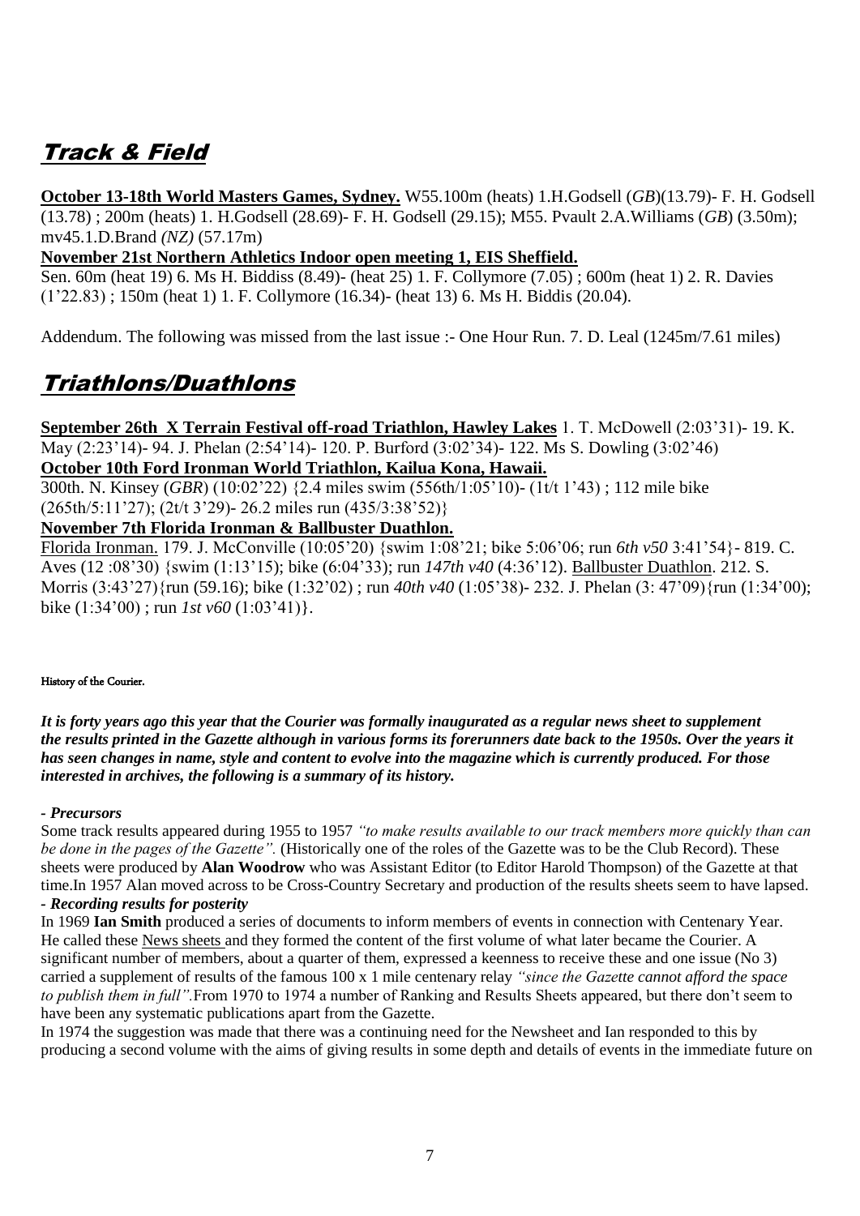## Track & Field

**October 13-18th World Masters Games, Sydney.** W55.100m (heats) 1.H.Godsell (*GB*)(13.79)- F. H. Godsell (13.78) ; 200m (heats) 1. H.Godsell (28.69)- F. H. Godsell (29.15); M55. Pvault 2.A.Williams (*GB*) (3.50m); mv45.1.D.Brand *(NZ)* (57.17m)

**November 21st Northern Athletics Indoor open meeting 1, EIS Sheffield.**

Sen. 60m (heat 19) 6. Ms H. Biddiss (8.49)- (heat 25) 1. F. Collymore (7.05) ; 600m (heat 1) 2. R. Davies (1'22.83) ; 150m (heat 1) 1. F. Collymore (16.34)- (heat 13) 6. Ms H. Biddis (20.04).

Addendum. The following was missed from the last issue :- One Hour Run. 7. D. Leal (1245m/7.61 miles)

## Triathlons/Duathlons

**September 26th X Terrain Festival off-road Triathlon, Hawley Lakes** 1. T. McDowell (2:03'31)- 19. K. May (2:23'14)- 94. J. Phelan (2:54'14)- 120. P. Burford (3:02'34)- 122. Ms S. Dowling (3:02'46)

**October 10th Ford Ironman World Triathlon, Kailua Kona, Hawaii.**

300th. N. Kinsey (*GBR*) (10:02'22) {2.4 miles swim (556th/1:05'10)- (1t/t 1'43) ; 112 mile bike (265th/5:11'27); (2t/t 3'29)- 26.2 miles run (435/3:38'52)}

**November 7th Florida Ironman & Ballbuster Duathlon.**

Florida Ironman. 179. J. McConville (10:05'20) {swim 1:08'21; bike 5:06'06; run *6th v50* 3:41'54}- 819. C. Aves (12 :08'30) {swim (1:13'15); bike (6:04'33); run *147th v40* (4:36'12). Ballbuster Duathlon. 212. S. Morris (3:43'27){run (59.16); bike (1:32'02) ; run *40th v40* (1:05'38)- 232. J. Phelan (3: 47'09){run (1:34'00); bike (1:34'00) ; run *1st v60* (1:03'41)}.

**History of the Courier.**

***It is forty years ago this year that the Courier was formally inaugurated as a regular news sheet to supplement the results printed in the Gazette although in various forms its forerunners date back to the 1950s. Over the years it has seen changes in name, style and content to evolve into the magazine which is currently produced. For those interested in archives, the following is a summary of its history.***

***- Precursors***

Some track results appeared during 1955 to 1957 *"to make results available to our track members more quickly than can be done in the pages of the Gazette".* (Historically one of the roles of the Gazette was to be the Club Record). These sheets were produced by **Alan Woodrow** who was Assistant Editor (to Editor Harold Thompson) of the Gazette at that time.In 1957 Alan moved across to be Cross-Country Secretary and production of the results sheets seem to have lapsed.

***- Recording results for posterity***

In 1969 **Ian Smith** produced a series of documents to inform members of events in connection with Centenary Year. He called these News sheets and they formed the content of the first volume of what later became the Courier. A significant number of members, about a quarter of them, expressed a keenness to receive these and one issue (No 3) carried a supplement of results of the famous 100 x 1 mile centenary relay *"since the Gazette cannot afford the space to publish them in full".*From 1970 to 1974 a number of Ranking and Results Sheets appeared, but there don't seem to have been any systematic publications apart from the Gazette.

In 1974 the suggestion was made that there was a continuing need for the Newsheet and Ian responded to this by producing a second volume with the aims of giving results in some depth and details of events in the immediate future on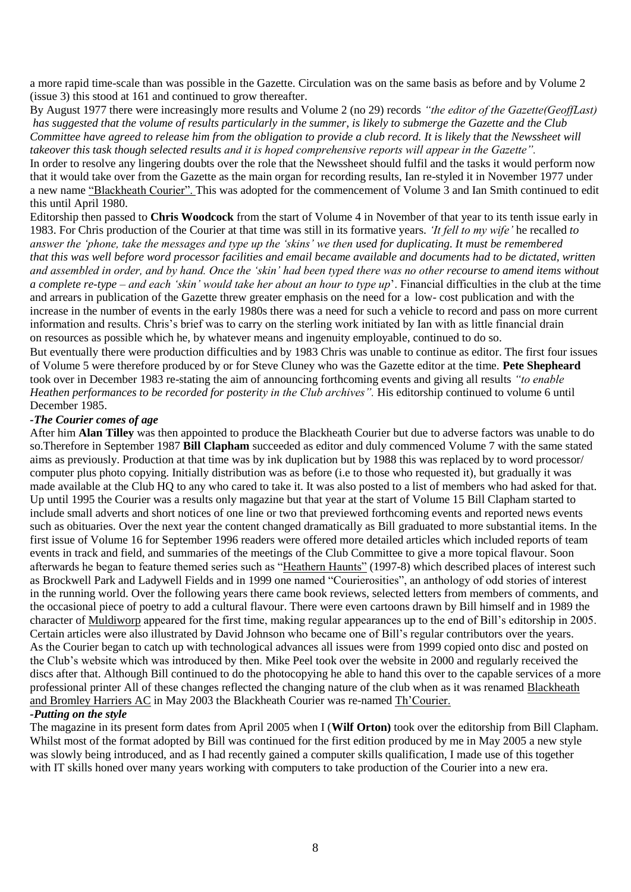a more rapid time-scale than was possible in the Gazette. Circulation was on the same basis as before and by Volume 2 (issue 3) this stood at 161 and continued to grow thereafter.

By August 1977 there were increasingly more results and Volume 2 (no 29) records *"the editor of the Gazette(GeoffLast) has suggested that the volume of results particularly in the summer, is likely to submerge the Gazette and the Club Committee have agreed to release him from the obligation to provide a club record. It is likely that the Newssheet will takeover this task though selected results and it is hoped comprehensive reports will appear in the Gazette".*

In order to resolve any lingering doubts over the role that the Newssheet should fulfil and the tasks it would perform now that it would take over from the Gazette as the main organ for recording results, Ian re-styled it in November 1977 under a new name "Blackheath Courier". This was adopted for the commencement of Volume 3 and Ian Smith continued to edit this until April 1980.

Editorship then passed to **Chris Woodcock** from the start of Volume 4 in November of that year to its tenth issue early in 1983. For Chris production of the Courier at that time was still in its formative years. *'It fell to my wife'* he recalled *to answer the 'phone, take the messages and type up the 'skins' we then used for duplicating. It must be remembered that this was well before word processor facilities and email became available and documents had to be dictated, written and assembled in order, and by hand. Once the 'skin' had been typed there was no other recourse to amend items without a complete re-type – and each 'skin' would take her about an hour to type up*'. Financial difficulties in the club at the time and arrears in publication of the Gazette threw greater emphasis on the need for a low- cost publication and with the increase in the number of events in the early 1980s there was a need for such a vehicle to record and pass on more current information and results. Chris's brief was to carry on the sterling work initiated by Ian with as little financial drain on resources as possible which he, by whatever means and ingenuity employable, continued to do so.

But eventually there were production difficulties and by 1983 Chris was unable to continue as editor. The first four issues of Volume 5 were therefore produced by or for Steve Cluney who was the Gazette editor at the time. **Pete Shepheard** took over in December 1983 re-stating the aim of announcing forthcoming events and giving all results *"to enable Heathen performances to be recorded for posterity in the Club archives".* His editorship continued to volume 6 until December 1985.

***-The Courier comes of age***

After him **Alan Tilley** was then appointed to produce the Blackheath Courier but due to adverse factors was unable to do so.Therefore in September 1987 **Bill Clapham** succeeded as editor and duly commenced Volume 7 with the same stated aims as previously. Production at that time was by ink duplication but by 1988 this was replaced by to word processor/ computer plus photo copying. Initially distribution was as before (i.e to those who requested it), but gradually it was made available at the Club HQ to any who cared to take it. It was also posted to a list of members who had asked for that. Up until 1995 the Courier was a results only magazine but that year at the start of Volume 15 Bill Clapham started to include small adverts and short notices of one line or two that previewed forthcoming events and reported news events such as obituaries. Over the next year the content changed dramatically as Bill graduated to more substantial items. In the first issue of Volume 16 for September 1996 readers were offered more detailed articles which included reports of team events in track and field, and summaries of the meetings of the Club Committee to give a more topical flavour. Soon afterwards he began to feature themed series such as "Heathern Haunts" (1997-8) which described places of interest such as Brockwell Park and Ladywell Fields and in 1999 one named "Courierosities", an anthology of odd stories of interest in the running world. Over the following years there came book reviews, selected letters from members of comments, and the occasional piece of poetry to add a cultural flavour. There were even cartoons drawn by Bill himself and in 1989 the character of Muldiworp appeared for the first time, making regular appearances up to the end of Bill's editorship in 2005. Certain articles were also illustrated by David Johnson who became one of Bill's regular contributors over the years.

As the Courier began to catch up with technological advances all issues were from 1999 copied onto disc and posted on the Club's website which was introduced by then. Mike Peel took over the website in 2000 and regularly received the discs after that. Although Bill continued to do the photocopying he able to hand this over to the capable services of a more professional printer All of these changes reflected the changing nature of the club when as it was renamed Blackheath and Bromley Harriers AC in May 2003 the Blackheath Courier was re-named Th'Courier.

***-Putting on the style***

The magazine in its present form dates from April 2005 when I (**Wilf Orton)** took over the editorship from Bill Clapham. Whilst most of the format adopted by Bill was continued for the first edition produced by me in May 2005 a new style was slowly being introduced, and as I had recently gained a computer skills qualification, I made use of this together with IT skills honed over many years working with computers to take production of the Courier into a new era.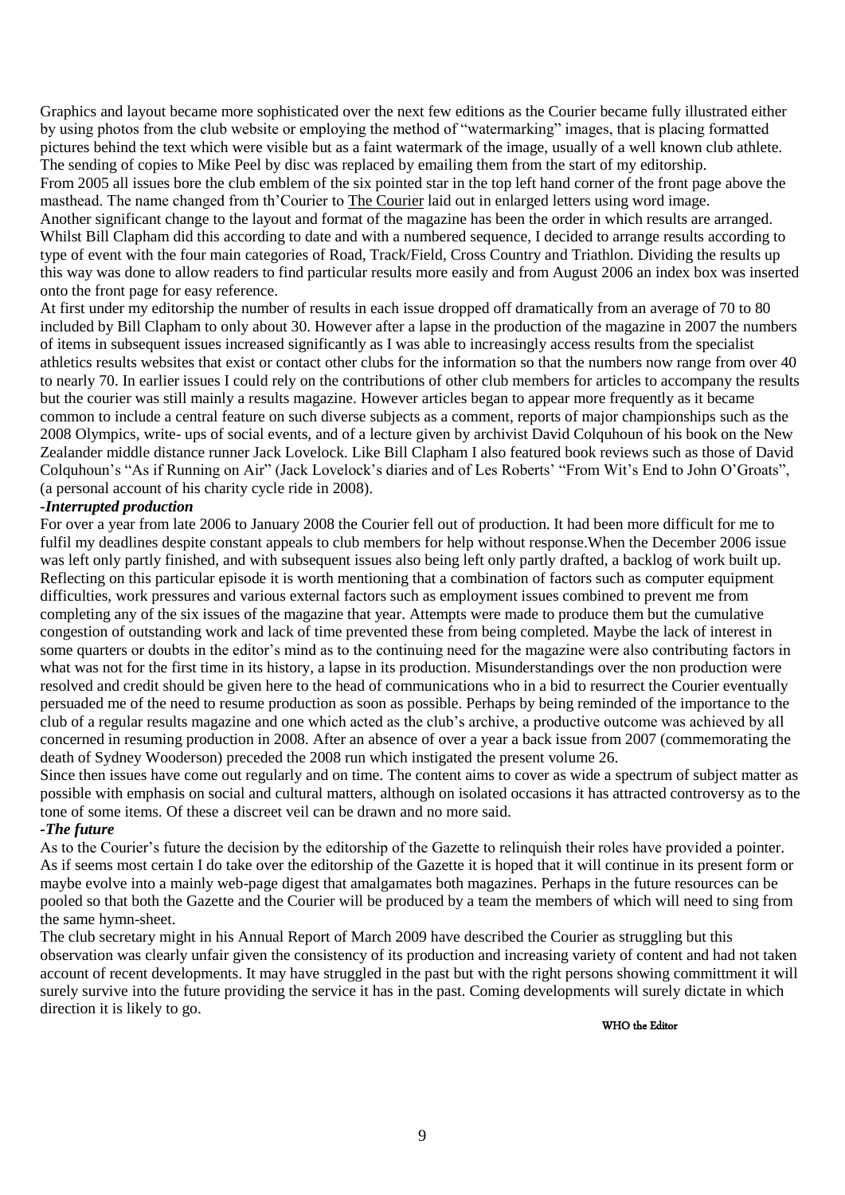Graphics and layout became more sophisticated over the next few editions as the Courier became fully illustrated either by using photos from the club website or employing the method of "watermarking" images, that is placing formatted pictures behind the text which were visible but as a faint watermark of the image, usually of a well known club athlete. The sending of copies to Mike Peel by disc was replaced by emailing them from the start of my editorship.

From 2005 all issues bore the club emblem of the six pointed star in the top left hand corner of the front page above the masthead. The name changed from th'Courier to The Courier laid out in enlarged letters using word image.

Another significant change to the layout and format of the magazine has been the order in which results are arranged. Whilst Bill Clapham did this according to date and with a numbered sequence, I decided to arrange results according to type of event with the four main categories of Road, Track/Field, Cross Country and Triathlon. Dividing the results up this way was done to allow readers to find particular results more easily and from August 2006 an index box was inserted onto the front page for easy reference.

At first under my editorship the number of results in each issue dropped off dramatically from an average of 70 to 80 included by Bill Clapham to only about 30. However after a lapse in the production of the magazine in 2007 the numbers of items in subsequent issues increased significantly as I was able to increasingly access results from the specialist athletics results websites that exist or contact other clubs for the information so that the numbers now range from over 40 to nearly 70. In earlier issues I could rely on the contributions of other club members for articles to accompany the results but the courier was still mainly a results magazine. However articles began to appear more frequently as it became common to include a central feature on such diverse subjects as a comment, reports of major championships such as the 2008 Olympics, write- ups of social events, and of a lecture given by archivist David Colquhoun of his book on the New Zealander middle distance runner Jack Lovelock. Like Bill Clapham I also featured book reviews such as those of David Colquhoun's "As if Running on Air" (Jack Lovelock's diaries and of Les Roberts' "From Wit's End to John O'Groats", (a personal account of his charity cycle ride in 2008).

***-Interrupted production***

For over a year from late 2006 to January 2008 the Courier fell out of production. It had been more difficult for me to fulfil my deadlines despite constant appeals to club members for help without response.When the December 2006 issue was left only partly finished, and with subsequent issues also being left only partly drafted, a backlog of work built up. Reflecting on this particular episode it is worth mentioning that a combination of factors such as computer equipment difficulties, work pressures and various external factors such as employment issues combined to prevent me from completing any of the six issues of the magazine that year. Attempts were made to produce them but the cumulative congestion of outstanding work and lack of time prevented these from being completed. Maybe the lack of interest in some quarters or doubts in the editor's mind as to the continuing need for the magazine were also contributing factors in what was not for the first time in its history, a lapse in its production. Misunderstandings over the non production were resolved and credit should be given here to the head of communications who in a bid to resurrect the Courier eventually persuaded me of the need to resume production as soon as possible. Perhaps by being reminded of the importance to the club of a regular results magazine and one which acted as the club's archive, a productive outcome was achieved by all concerned in resuming production in 2008. After an absence of over a year a back issue from 2007 (commemorating the death of Sydney Wooderson) preceded the 2008 run which instigated the present volume 26.

Since then issues have come out regularly and on time. The content aims to cover as wide a spectrum of subject matter as possible with emphasis on social and cultural matters, although on isolated occasions it has attracted controversy as to the tone of some items. Of these a discreet veil can be drawn and no more said.

***-The future***

As to the Courier's future the decision by the editorship of the Gazette to relinquish their roles have provided a pointer. As if seems most certain I do take over the editorship of the Gazette it is hoped that it will continue in its present form or maybe evolve into a mainly web-page digest that amalgamates both magazines. Perhaps in the future resources can be pooled so that both the Gazette and the Courier will be produced by a team the members of which will need to sing from the same hymn-sheet.

The club secretary might in his Annual Report of March 2009 have described the Courier as struggling but this observation was clearly unfair given the consistency of its production and increasing variety of content and had not taken account of recent developments. It may have struggled in the past but with the right persons showing committment it will surely survive into the future providing the service it has in the past. Coming developments will surely dictate in which direction it is likely to go.

**WHO the Editor**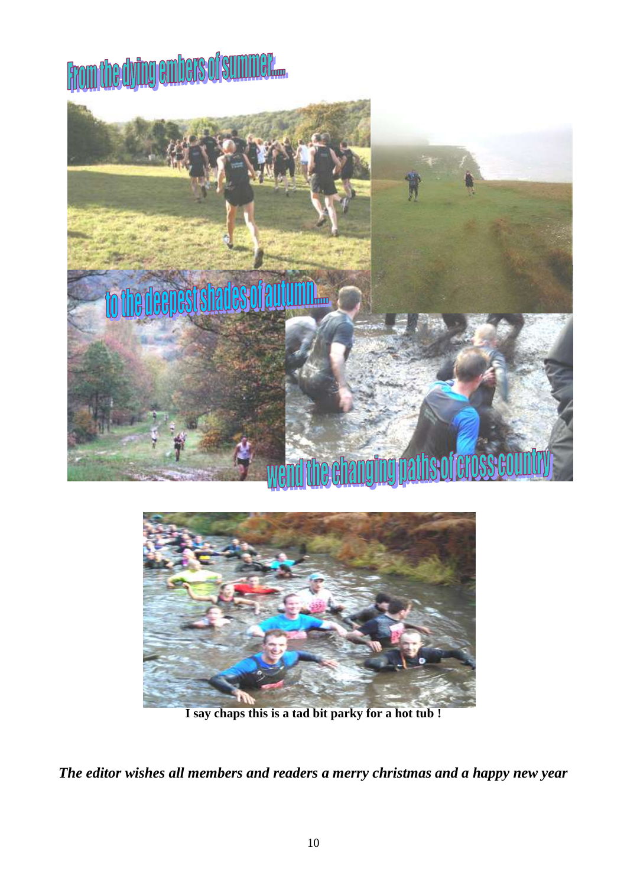From the dying embers of summer.....

to the deepest shades of autumn.....

wend the changing paths of cross country

**I say chaps this is a tad bit parky for a hot tub !**

***The editor wishes all members and readers a merry christmas and a happy new year***